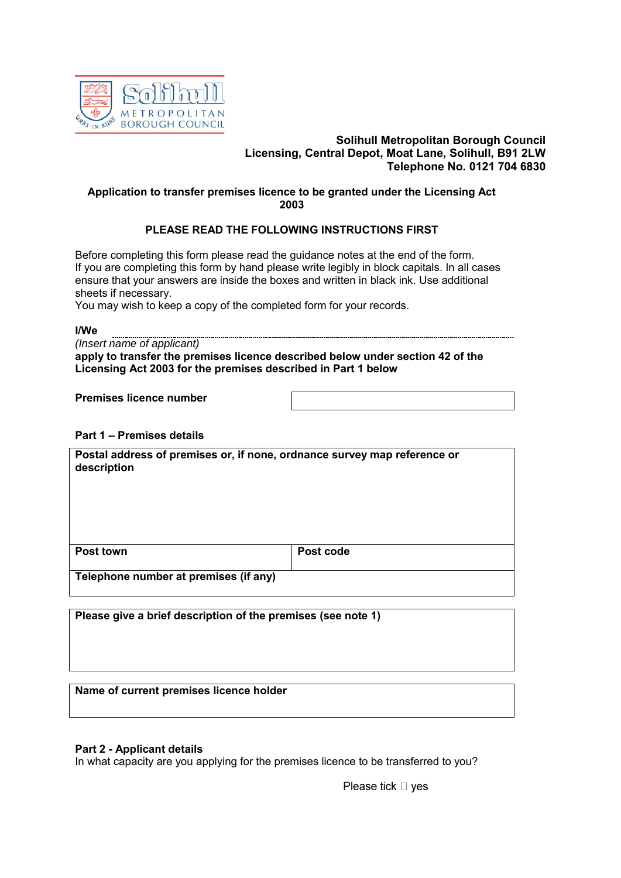**Solihull Metropolitan Borough Council**
**Licensing, Central Depot, Moat Lane, Solihull, B91 2LW**
**Telephone No. 0121 704 6830**

## Application to transfer premises licence to be granted under the Licensing Act 2003

### PLEASE READ THE FOLLOWING INSTRUCTIONS FIRST

Before completing this form please read the guidance notes at the end of the form.
If you are completing this form by hand please write legibly in block capitals. In all cases ensure that your answers are inside the boxes and written in black ink. Use additional sheets if necessary.
You may wish to keep a copy of the completed form for your records.

**I/We** ..........................................................................................................
*(Insert name of applicant)*
**apply to transfer the premises licence described below under section 42 of the Licensing Act 2003 for the premises described in Part 1 below**

| **Premises licence number** | |
|---|---|

**Part 1 – Premises details**

| **Postal address of premises or, if none, ordnance survey map reference or description** | |
|---|---|
| **Post town** | **Post code** |
| **Telephone number at premises (if any)** | |

| **Please give a brief description of the premises (see note 1)** |
|---|
| |

| **Name of current premises licence holder** |
|---|
| |

**Part 2 - Applicant details**
In what capacity are you applying for the premises licence to be transferred to you?

Please tick ☐ yes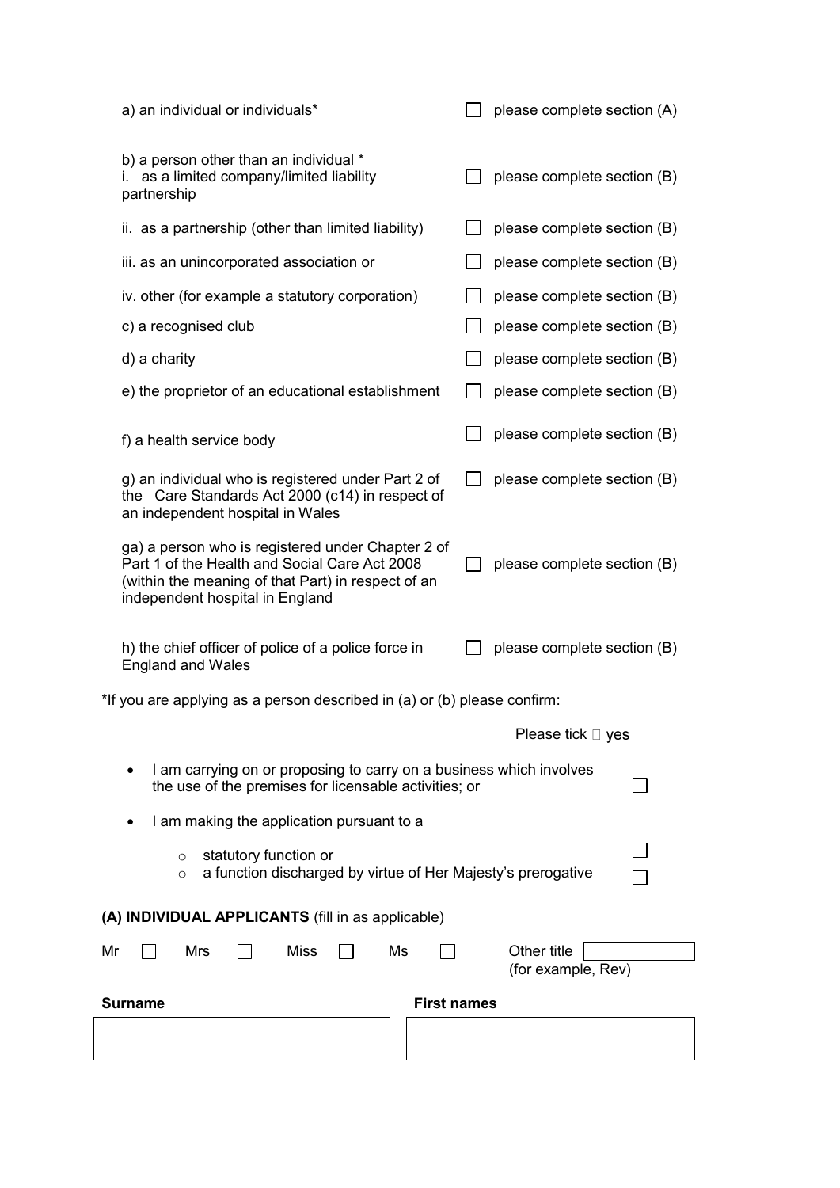| | | |
|---|---|---|
| a) an individual or individuals* | ☐ | please complete section (A) |
| b) a person other than an individual *<br>i. as a limited company/limited liability partnership | ☐ | please complete section (B) |
| ii. as a partnership (other than limited liability) | ☐ | please complete section (B) |
| iii. as an unincorporated association or | ☐ | please complete section (B) |
| iv. other (for example a statutory corporation) | ☐ | please complete section (B) |
| c) a recognised club | ☐ | please complete section (B) |
| d) a charity | ☐ | please complete section (B) |
| e) the proprietor of an educational establishment | ☐ | please complete section (B) |
| f) a health service body | ☐ | please complete section (B) |
| g) an individual who is registered under Part 2 of the Care Standards Act 2000 (c14) in respect of an independent hospital in Wales | ☐ | please complete section (B) |
| ga) a person who is registered under Chapter 2 of Part 1 of the Health and Social Care Act 2008 (within the meaning of that Part) in respect of an independent hospital in England | ☐ | please complete section (B) |
| h) the chief officer of police of a police force in England and Wales | ☐ | please complete section (B) |

*If you are applying as a person described in (a) or (b) please confirm:

Please tick ✓ yes

- I am carrying on or proposing to carry on a business which involves the use of the premises for licensable activities; or ☐
- I am making the application pursuant to a
  - statutory function or ☐
  - a function discharged by virtue of Her Majesty's prerogative ☐

**(A) INDIVIDUAL APPLICANTS** (fill in as applicable)

Mr ☐ Mrs ☐ Miss ☐ Ms ☐ Other title ______ (for example, Rev)

| **Surname** | **First names** |
|---|---|
| | |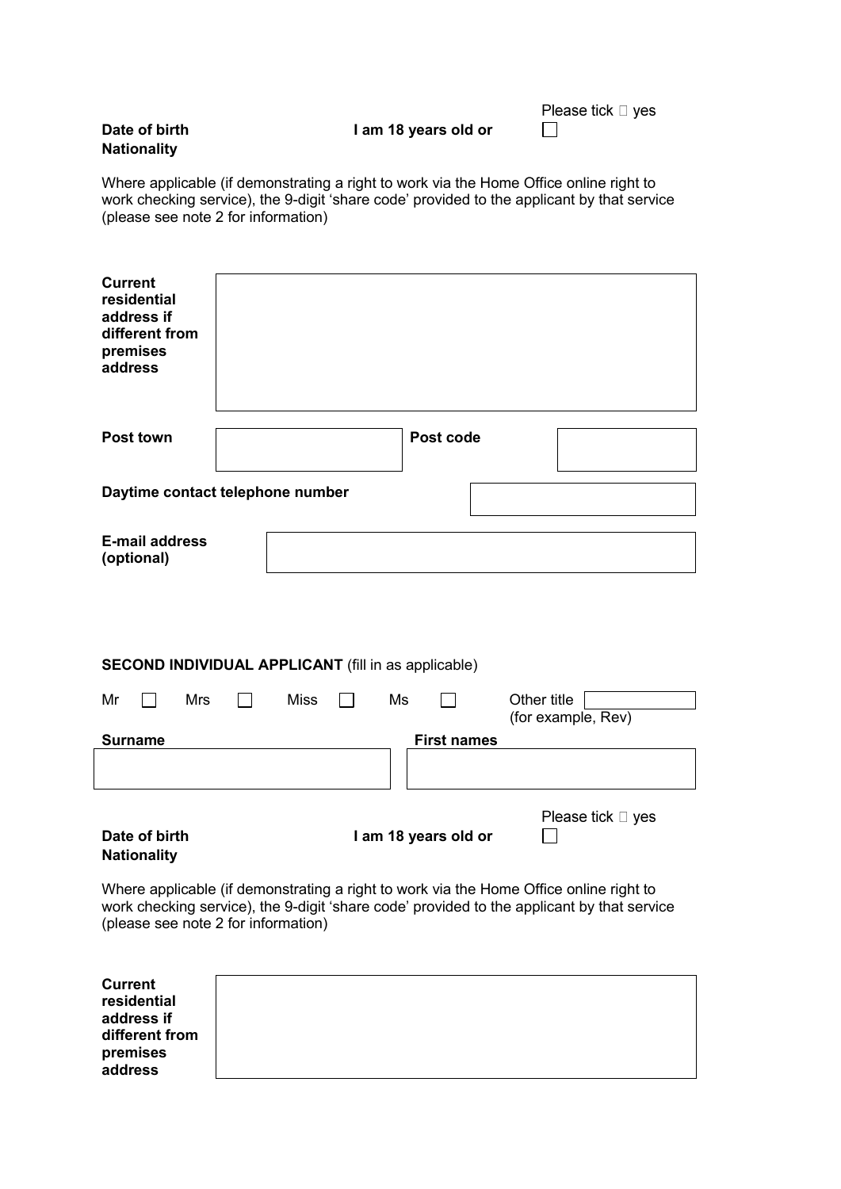**Date of birth** **I am 18 years old or** Please tick ☐ yes ☐

**Nationality**

Where applicable (if demonstrating a right to work via the Home Office online right to work checking service), the 9-digit 'share code' provided to the applicant by that service (please see note 2 for information)

**Current residential address if different from premises address**

**Post town** **Post code**

**Daytime contact telephone number**

**E-mail address (optional)**

**SECOND INDIVIDUAL APPLICANT** (fill in as applicable)

Mr ☐ Mrs ☐ Miss ☐ Ms ☐ Other title (for example, Rev)

**Surname** **First names**

**Date of birth** **I am 18 years old or** Please tick ☐ yes ☐

**Nationality**

Where applicable (if demonstrating a right to work via the Home Office online right to work checking service), the 9-digit 'share code' provided to the applicant by that service (please see note 2 for information)

**Current residential address if different from premises address**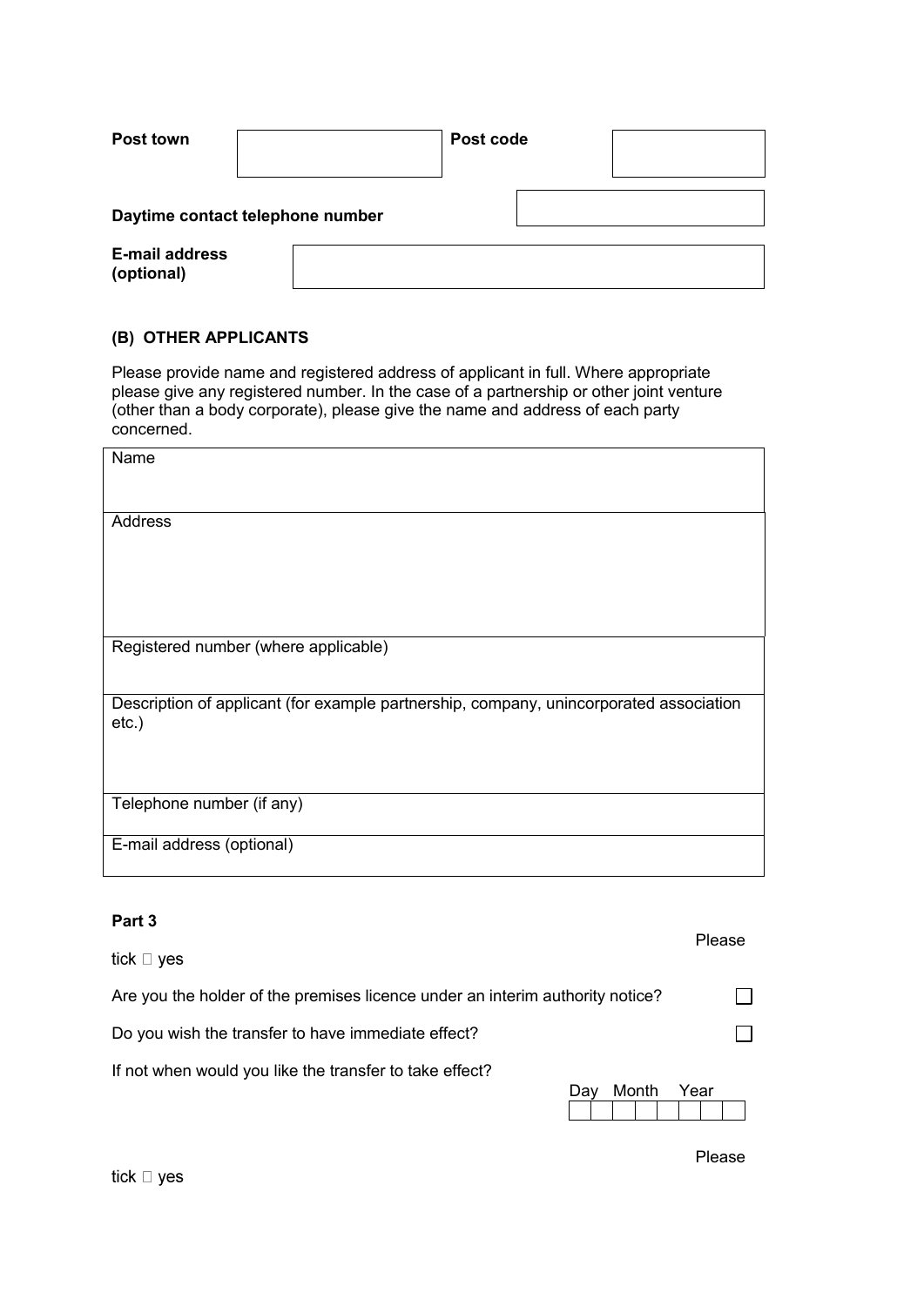| | | | |
|---|---|---|---|
| **Post town** | | **Post code** | |

**Daytime contact telephone number**

**E-mail address (optional)**

### (B) OTHER APPLICANTS

Please provide name and registered address of applicant in full. Where appropriate please give any registered number. In the case of a partnership or other joint venture (other than a body corporate), please give the name and address of each party concerned.

| |
|---|
| Name |
| Address |
| Registered number (where applicable) |
| Description of applicant (for example partnership, company, unincorporated association etc.) |
| Telephone number (if any) |
| E-mail address (optional) |

**Part 3**

Please tick ☐ yes

Are you the holder of the premises licence under an interim authority notice? ☐

Do you wish the transfer to have immediate effect? ☐

If not when would you like the transfer to take effect?

| Day | | Month | | Year | | | |
|---|---|---|---|---|---|---|---|
| | | | | | | | |

Please tick ☐ yes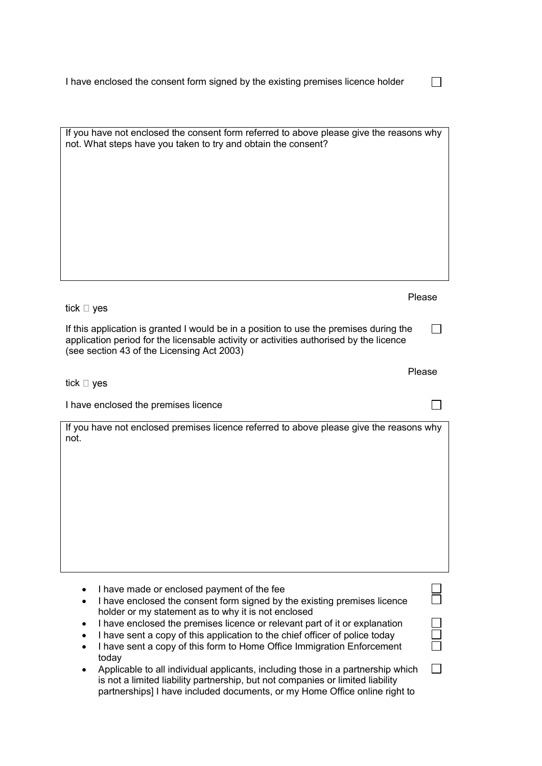I have enclosed the consent form signed by the existing premises licence holder ☐

| If you have not enclosed the consent form referred to above please give the reasons why not. What steps have you taken to try and obtain the consent? |
|---|
| |

Please tick  yes

If this application is granted I would be in a position to use the premises during the application period for the licensable activity or activities authorised by the licence (see section 43 of the Licensing Act 2003) ☐

Please tick  yes

I have enclosed the premises licence ☐

| If you have not enclosed premises licence referred to above please give the reasons why not. |
|---|
| |

- I have made or enclosed payment of the fee ☐
- I have enclosed the consent form signed by the existing premises licence holder or my statement as to why it is not enclosed ☐
- I have enclosed the premises licence or relevant part of it or explanation ☐
- I have sent a copy of this application to the chief officer of police today ☐
- I have sent a copy of this form to Home Office Immigration Enforcement today ☐
- Applicable to all individual applicants, including those in a partnership which is not a limited liability partnership, but not companies or limited liability partnerships] I have included documents, or my Home Office online right to ☐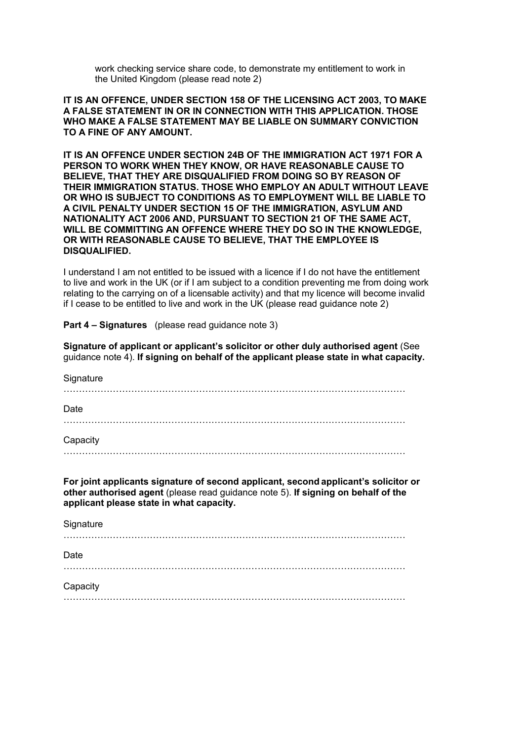work checking service share code, to demonstrate my entitlement to work in the United Kingdom (please read note 2)

**IT IS AN OFFENCE, UNDER SECTION 158 OF THE LICENSING ACT 2003, TO MAKE A FALSE STATEMENT IN OR IN CONNECTION WITH THIS APPLICATION. THOSE WHO MAKE A FALSE STATEMENT MAY BE LIABLE ON SUMMARY CONVICTION TO A FINE OF ANY AMOUNT.**

**IT IS AN OFFENCE UNDER SECTION 24B OF THE IMMIGRATION ACT 1971 FOR A PERSON TO WORK WHEN THEY KNOW, OR HAVE REASONABLE CAUSE TO BELIEVE, THAT THEY ARE DISQUALIFIED FROM DOING SO BY REASON OF THEIR IMMIGRATION STATUS. THOSE WHO EMPLOY AN ADULT WITHOUT LEAVE OR WHO IS SUBJECT TO CONDITIONS AS TO EMPLOYMENT WILL BE LIABLE TO A CIVIL PENALTY UNDER SECTION 15 OF THE IMMIGRATION, ASYLUM AND NATIONALITY ACT 2006 AND, PURSUANT TO SECTION 21 OF THE SAME ACT, WILL BE COMMITTING AN OFFENCE WHERE THEY DO SO IN THE KNOWLEDGE, OR WITH REASONABLE CAUSE TO BELIEVE, THAT THE EMPLOYEE IS DISQUALIFIED.**

I understand I am not entitled to be issued with a licence if I do not have the entitlement to live and work in the UK (or if I am subject to a condition preventing me from doing work relating to the carrying on of a licensable activity) and that my licence will become invalid if I cease to be entitled to live and work in the UK (please read guidance note 2)

**Part 4 – Signatures** (please read guidance note 3)

**Signature of applicant or applicant's solicitor or other duly authorised agent** (See guidance note 4). **If signing on behalf of the applicant please state in what capacity.**

Signature

…………………………………………………………………………………………………

Date

…………………………………………………………………………………………………

Capacity

…………………………………………………………………………………………………

**For joint applicants signature of second applicant, second applicant's solicitor or other authorised agent** (please read guidance note 5). **If signing on behalf of the applicant please state in what capacity.**

Signature

…………………………………………………………………………………………………

Date

…………………………………………………………………………………………………

Capacity

…………………………………………………………………………………………………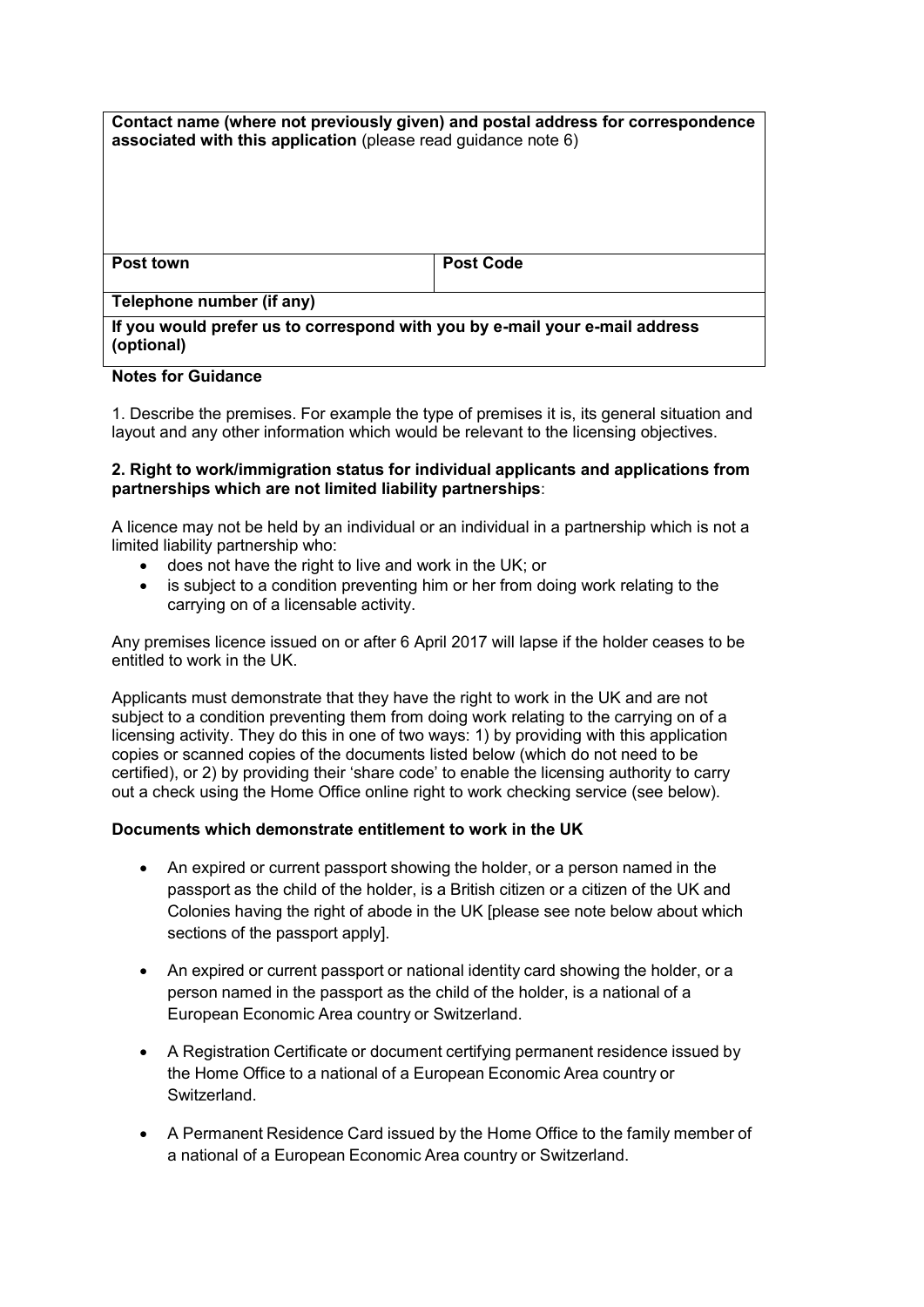| **Contact name (where not previously given) and postal address for correspondence associated with this application** (please read guidance note 6) | |
|---|---|
| **Post town** | **Post Code** |
| **Telephone number (if any)** | |
| **If you would prefer us to correspond with you by e-mail your e-mail address (optional)** | |

**Notes for Guidance**

1. Describe the premises. For example the type of premises it is, its general situation and layout and any other information which would be relevant to the licensing objectives.

**2. Right to work/immigration status for individual applicants and applications from partnerships which are not limited liability partnerships**:

A licence may not be held by an individual or an individual in a partnership which is not a limited liability partnership who:

- does not have the right to live and work in the UK; or
- is subject to a condition preventing him or her from doing work relating to the carrying on of a licensable activity.

Any premises licence issued on or after 6 April 2017 will lapse if the holder ceases to be entitled to work in the UK.

Applicants must demonstrate that they have the right to work in the UK and are not subject to a condition preventing them from doing work relating to the carrying on of a licensing activity. They do this in one of two ways: 1) by providing with this application copies or scanned copies of the documents listed below (which do not need to be certified), or 2) by providing their 'share code' to enable the licensing authority to carry out a check using the Home Office online right to work checking service (see below).

**Documents which demonstrate entitlement to work in the UK**

- An expired or current passport showing the holder, or a person named in the passport as the child of the holder, is a British citizen or a citizen of the UK and Colonies having the right of abode in the UK [please see note below about which sections of the passport apply].
- An expired or current passport or national identity card showing the holder, or a person named in the passport as the child of the holder, is a national of a European Economic Area country or Switzerland.
- A Registration Certificate or document certifying permanent residence issued by the Home Office to a national of a European Economic Area country or Switzerland.
- A Permanent Residence Card issued by the Home Office to the family member of a national of a European Economic Area country or Switzerland.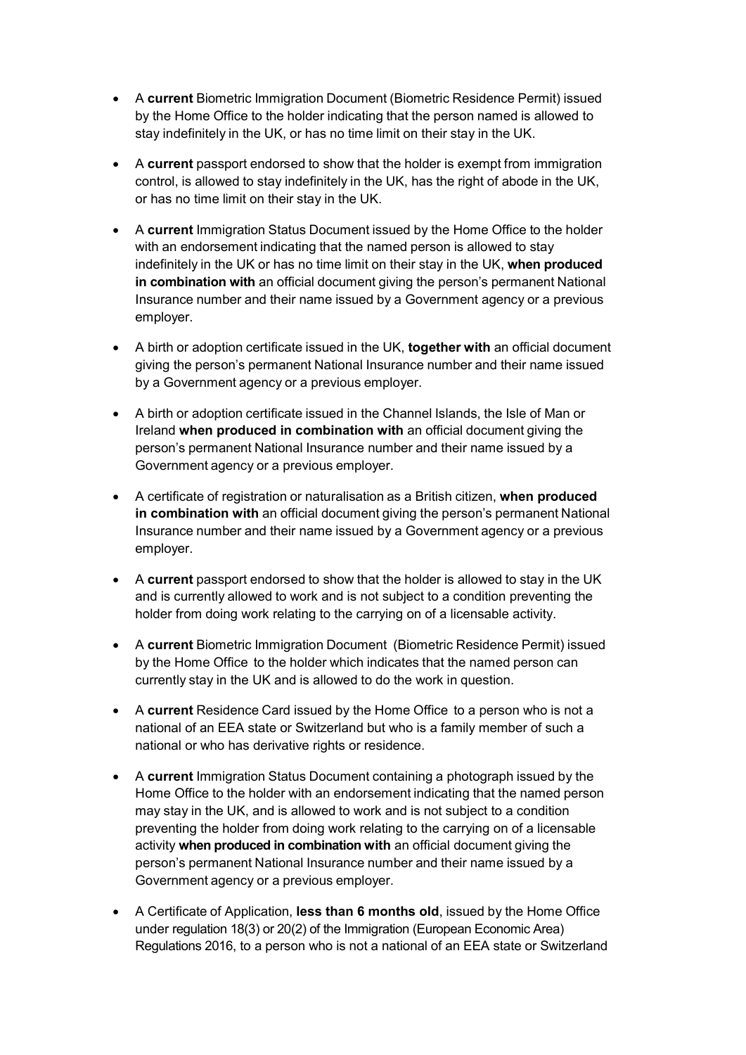- A **current** Biometric Immigration Document (Biometric Residence Permit) issued by the Home Office to the holder indicating that the person named is allowed to stay indefinitely in the UK, or has no time limit on their stay in the UK.
- A **current** passport endorsed to show that the holder is exempt from immigration control, is allowed to stay indefinitely in the UK, has the right of abode in the UK, or has no time limit on their stay in the UK.
- A **current** Immigration Status Document issued by the Home Office to the holder with an endorsement indicating that the named person is allowed to stay indefinitely in the UK or has no time limit on their stay in the UK, **when produced in combination with** an official document giving the person's permanent National Insurance number and their name issued by a Government agency or a previous employer.
- A birth or adoption certificate issued in the UK, **together with** an official document giving the person's permanent National Insurance number and their name issued by a Government agency or a previous employer.
- A birth or adoption certificate issued in the Channel Islands, the Isle of Man or Ireland **when produced in combination with** an official document giving the person's permanent National Insurance number and their name issued by a Government agency or a previous employer.
- A certificate of registration or naturalisation as a British citizen, **when produced in combination with** an official document giving the person's permanent National Insurance number and their name issued by a Government agency or a previous employer.
- A **current** passport endorsed to show that the holder is allowed to stay in the UK and is currently allowed to work and is not subject to a condition preventing the holder from doing work relating to the carrying on of a licensable activity.
- A **current** Biometric Immigration Document (Biometric Residence Permit) issued by the Home Office to the holder which indicates that the named person can currently stay in the UK and is allowed to do the work in question.
- A **current** Residence Card issued by the Home Office to a person who is not a national of an EEA state or Switzerland but who is a family member of such a national or who has derivative rights or residence.
- A **current** Immigration Status Document containing a photograph issued by the Home Office to the holder with an endorsement indicating that the named person may stay in the UK, and is allowed to work and is not subject to a condition preventing the holder from doing work relating to the carrying on of a licensable activity **when produced in combination with** an official document giving the person's permanent National Insurance number and their name issued by a Government agency or a previous employer.
- A Certificate of Application, **less than 6 months old**, issued by the Home Office under regulation 18(3) or 20(2) of the Immigration (European Economic Area) Regulations 2016, to a person who is not a national of an EEA state or Switzerland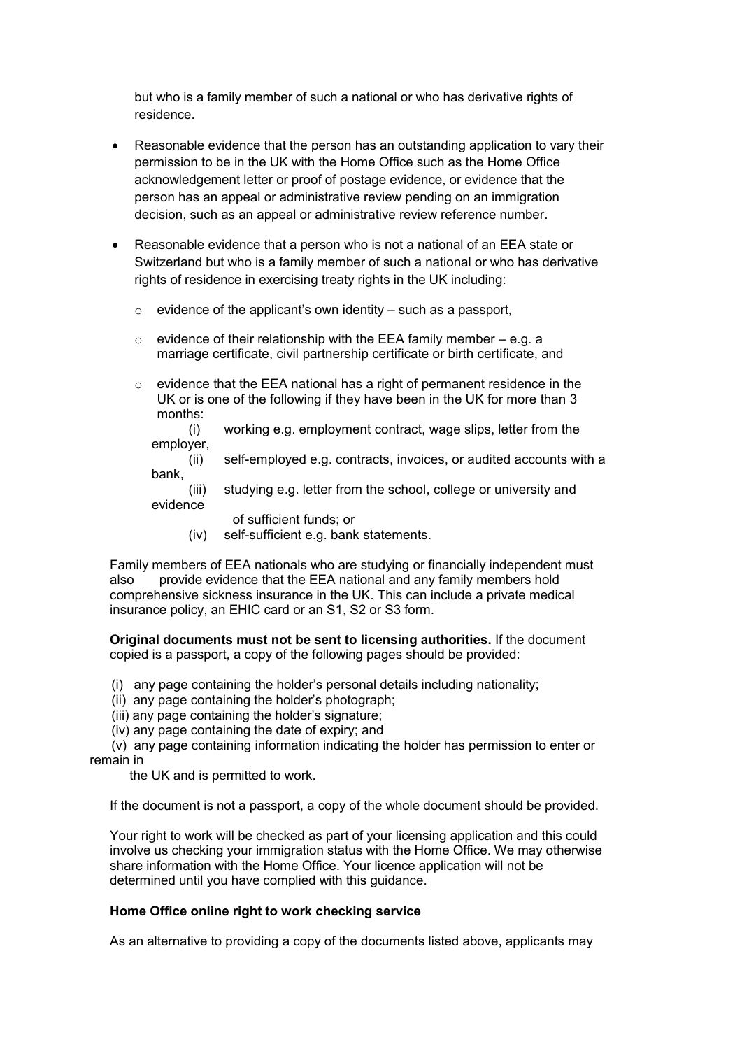but who is a family member of such a national or who has derivative rights of residence.

- Reasonable evidence that the person has an outstanding application to vary their permission to be in the UK with the Home Office such as the Home Office acknowledgement letter or proof of postage evidence, or evidence that the person has an appeal or administrative review pending on an immigration decision, such as an appeal or administrative review reference number.

- Reasonable evidence that a person who is not a national of an EEA state or Switzerland but who is a family member of such a national or who has derivative rights of residence in exercising treaty rights in the UK including:
  - evidence of the applicant's own identity – such as a passport,
  - evidence of their relationship with the EEA family member – e.g. a marriage certificate, civil partnership certificate or birth certificate, and
  - evidence that the EEA national has a right of permanent residence in the UK or is one of the following if they have been in the UK for more than 3 months:
    - (i) working e.g. employment contract, wage slips, letter from the employer,
    - (ii) self-employed e.g. contracts, invoices, or audited accounts with a bank,
    - (iii) studying e.g. letter from the school, college or university and evidence of sufficient funds; or
    - (iv) self-sufficient e.g. bank statements.

Family members of EEA nationals who are studying or financially independent must also provide evidence that the EEA national and any family members hold comprehensive sickness insurance in the UK. This can include a private medical insurance policy, an EHIC card or an S1, S2 or S3 form.

**Original documents must not be sent to licensing authorities.** If the document copied is a passport, a copy of the following pages should be provided:

(i) any page containing the holder's personal details including nationality;
(ii) any page containing the holder's photograph;
(iii) any page containing the holder's signature;
(iv) any page containing the date of expiry; and
(v) any page containing information indicating the holder has permission to enter or remain in the UK and is permitted to work.

If the document is not a passport, a copy of the whole document should be provided.

Your right to work will be checked as part of your licensing application and this could involve us checking your immigration status with the Home Office. We may otherwise share information with the Home Office. Your licence application will not be determined until you have complied with this guidance.

**Home Office online right to work checking service**

As an alternative to providing a copy of the documents listed above, applicants may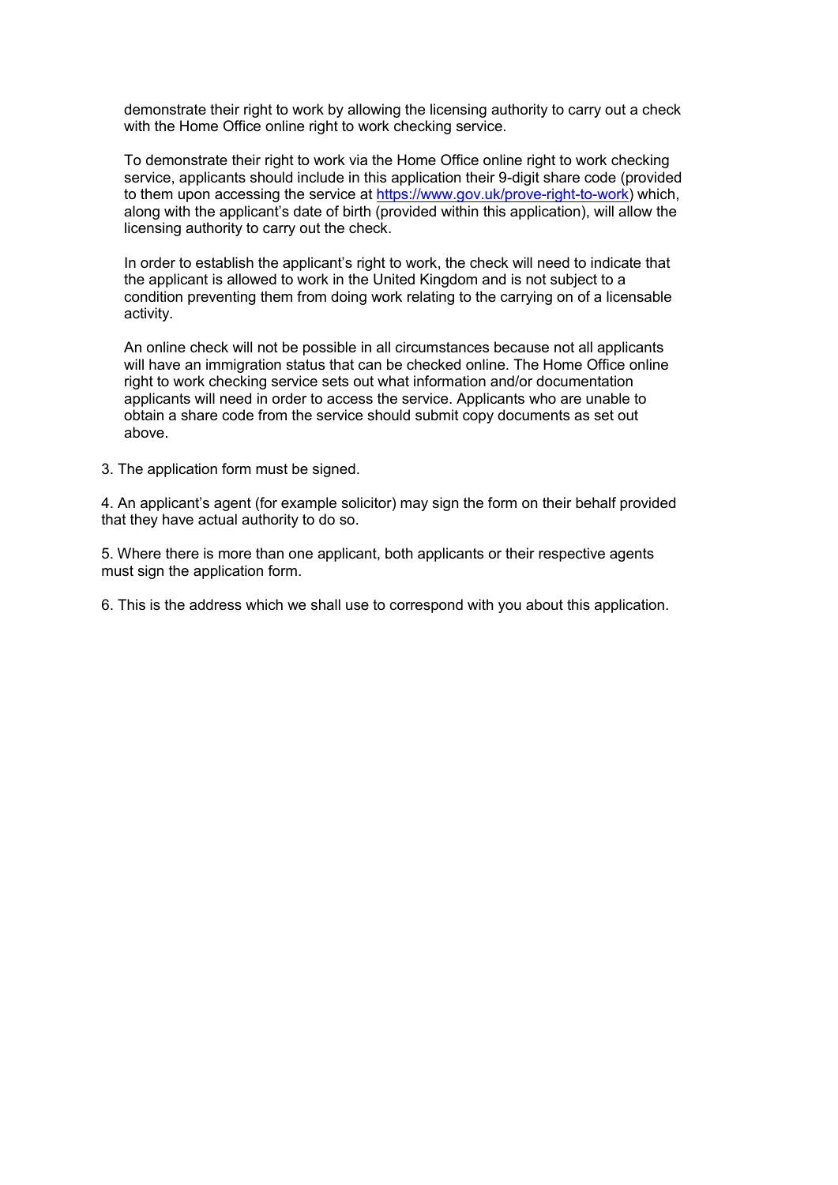demonstrate their right to work by allowing the licensing authority to carry out a check with the Home Office online right to work checking service.

To demonstrate their right to work via the Home Office online right to work checking service, applicants should include in this application their 9-digit share code (provided to them upon accessing the service at https://www.gov.uk/prove-right-to-work) which, along with the applicant's date of birth (provided within this application), will allow the licensing authority to carry out the check.

In order to establish the applicant's right to work, the check will need to indicate that the applicant is allowed to work in the United Kingdom and is not subject to a condition preventing them from doing work relating to the carrying on of a licensable activity.

An online check will not be possible in all circumstances because not all applicants will have an immigration status that can be checked online. The Home Office online right to work checking service sets out what information and/or documentation applicants will need in order to access the service. Applicants who are unable to obtain a share code from the service should submit copy documents as set out above.

3. The application form must be signed.

4. An applicant's agent (for example solicitor) may sign the form on their behalf provided that they have actual authority to do so.

5. Where there is more than one applicant, both applicants or their respective agents must sign the application form.

6. This is the address which we shall use to correspond with you about this application.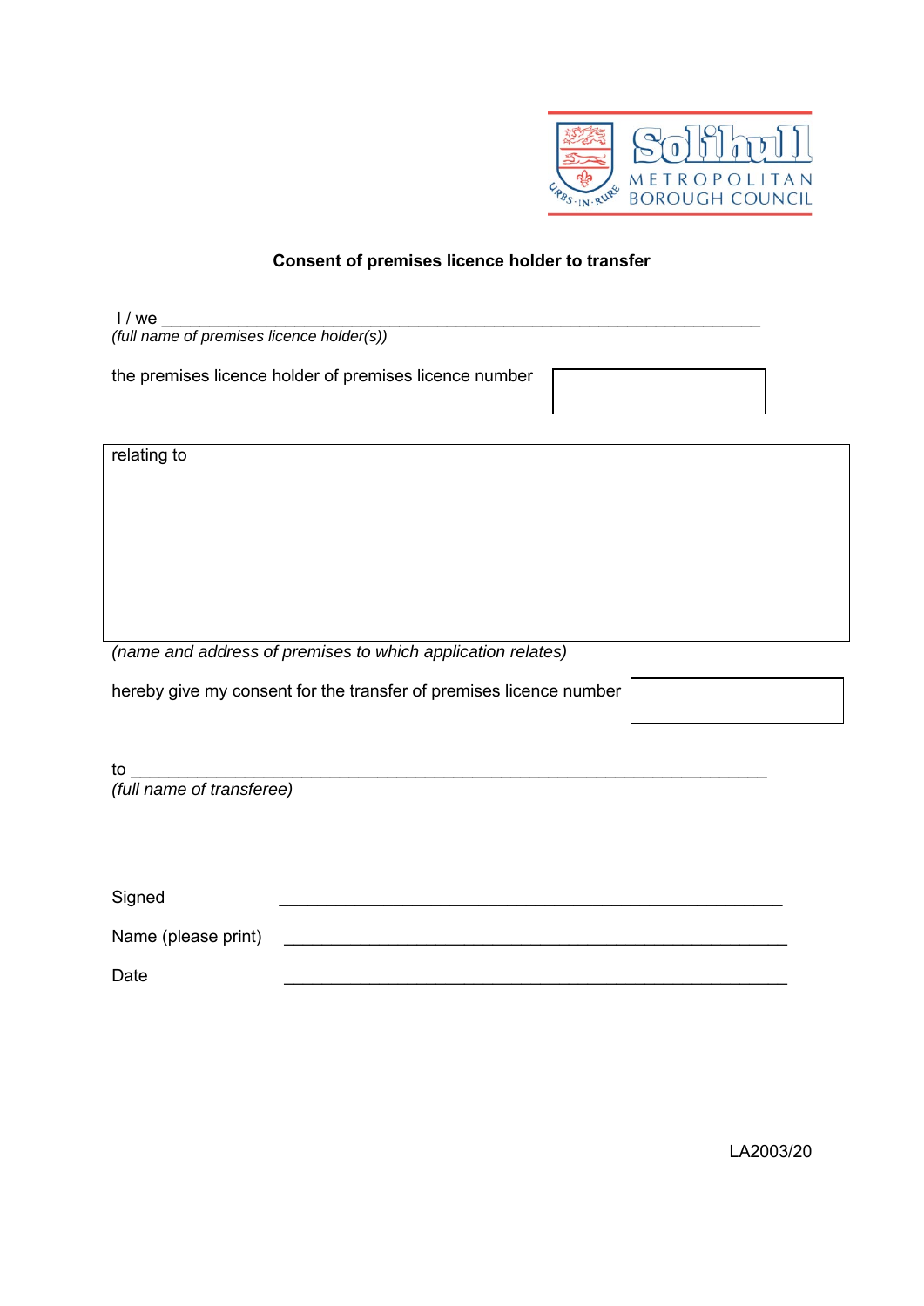Solihull Metropolitan Borough Council

**Consent of premises licence holder to transfer**

I / we ___________________________________________________________
*(full name of premises licence holder(s))*

the premises licence holder of premises licence number

relating to

*(name and address of premises to which application relates)*

hereby give my consent for the transfer of premises licence number

to ___________________________________________________________
*(full name of transferee)*

Signed ______________________________________________________

Name (please print) ______________________________________________________

Date ______________________________________________________

LA2003/20